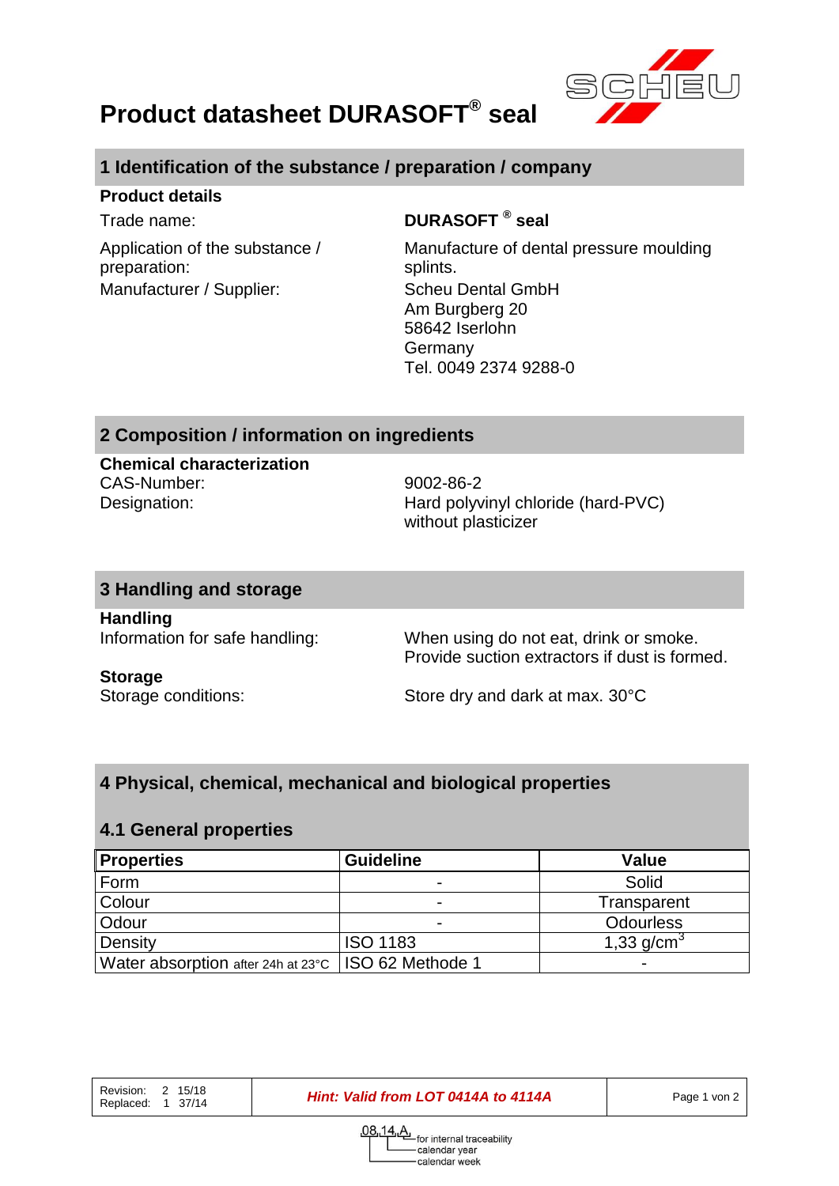# Product datasheet DURASOFT® seal

## 1 Identification of the substance / preparation / company

**Product details**

| | |
|---|---|
| Trade name: | **DURASOFT ® seal** |
| Application of the substance / preparation: | Manufacture of dental pressure moulding splints. |
| Manufacturer / Supplier: | Scheu Dental GmbH<br>Am Burgberg 20<br>58642 Iserlohn<br>Germany<br>Tel. 0049 2374 9288-0 |

## 2 Composition / information on ingredients

**Chemical characterization**

| | |
|---|---|
| CAS-Number: | 9002-86-2 |
| Designation: | Hard polyvinyl chloride (hard-PVC) without plasticizer |

## 3 Handling and storage

**Handling**

| | |
|---|---|
| Information for safe handling: | When using do not eat, drink or smoke.<br>Provide suction extractors if dust is formed. |

**Storage**

| | |
|---|---|
| Storage conditions: | Store dry and dark at max. 30°C |

## 4 Physical, chemical, mechanical and biological properties

### 4.1 General properties

| Properties | Guideline | Value |
|---|---|---|
| Form | - | Solid |
| Colour | - | Transparent |
| Odour | - | Odourless |
| Density | ISO 1183 | 1,33 g/cm$^3$ |
| Water absorption after 24h at 23°C | ISO 62 Methode 1 | - |

| Revision: 2 15/18<br>Replaced: 1 37/14 | ***Hint: Valid from LOT 0414A to 4114A*** |
|---|---|

08,14,A — for internal traceability; calendar year; calendar week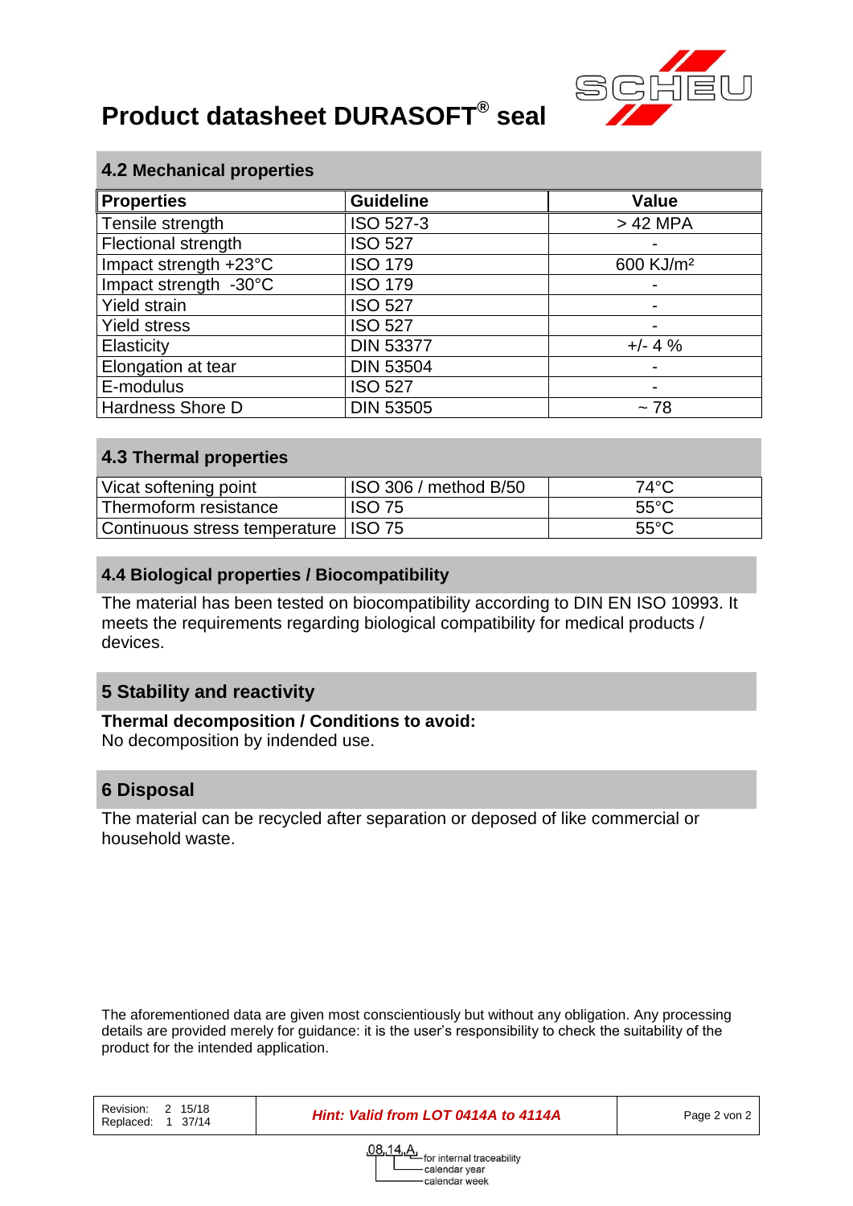# Product datasheet DURASOFT® seal

## 4.2 Mechanical properties

| Properties | Guideline | Value |
|---|---|---|
| Tensile strength | ISO 527-3 | > 42 MPA |
| Flectional strength | ISO 527 | - |
| Impact strength +23°C | ISO 179 | 600 KJ/m² |
| Impact strength -30°C | ISO 179 | - |
| Yield strain | ISO 527 | - |
| Yield stress | ISO 527 | - |
| Elasticity | DIN 53377 | +/- 4 % |
| Elongation at tear | DIN 53504 | - |
| E-modulus | ISO 527 | - |
| Hardness Shore D | DIN 53505 | ~ 78 |

## 4.3 Thermal properties

| | | |
|---|---|---|
| Vicat softening point | ISO 306 / method B/50 | 74°C |
| Thermoform resistance | ISO 75 | 55°C |
| Continuous stress temperature | ISO 75 | 55°C |

## 4.4 Biological properties / Biocompatibility

The material has been tested on biocompatibility according to DIN EN ISO 10993. It meets the requirements regarding biological compatibility for medical products / devices.

## 5 Stability and reactivity

**Thermal decomposition / Conditions to avoid:**
No decomposition by indended use.

## 6 Disposal

The material can be recycled after separation or deposed of like commercial or household waste.

The aforementioned data are given most conscientiously but without any obligation. Any processing details are provided merely for guidance: it is the user's responsibility to check the suitability of the product for the intended application.

| | | |
|---|---|---|
| Revision: 2 15/18<br>Replaced: 1 37/14 | ***Hint: Valid from LOT 0414A to 4114A*** | Page 2 von 2 |

08 14 A — for internal traceability; calendar year; calendar week